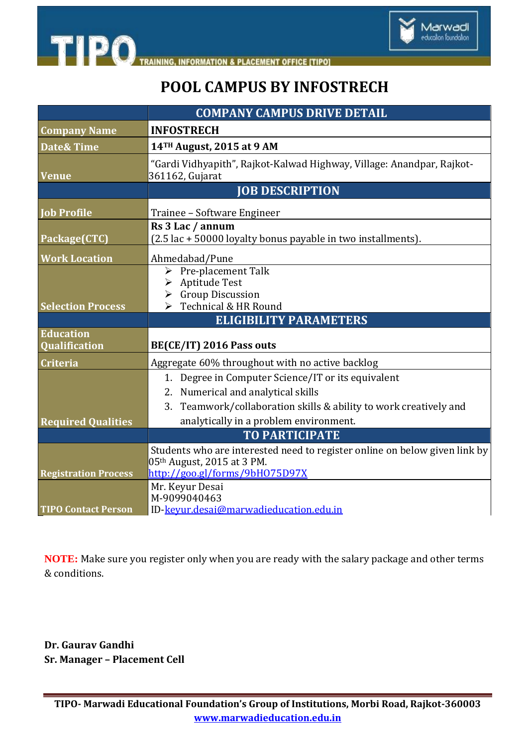# POOL CAMPUS BY INFOSTRECH

| | COMPANY CAMPUS DRIVE DETAIL |
|---|---|
| **Company Name** | **INFOSTRECH** |
| **Date& Time** | **14TH August, 2015 at 9 AM** |
| **Venue** | "Gardi Vidhyapith", Rajkot-Kalwad Highway, Village: Anandpar, Rajkot-361162, Gujarat |
| | **JOB DESCRIPTION** |
| **Job Profile** | Trainee – Software Engineer |
| **Package(CTC)** | **Rs 3 Lac / annum** (2.5 lac + 50000 loyalty bonus payable in two installments). |
| **Work Location** | Ahmedabad/Pune |
| **Selection Process** | ➢ Pre-placement Talk<br>➢ Aptitude Test<br>➢ Group Discussion<br>➢ Technical & HR Round |
| | **ELIGIBILITY PARAMETERS** |
| **Education Qualification** | **BE(CE/IT) 2016 Pass outs** |
| **Criteria** | Aggregate 60% throughout with no active backlog |
| **Required Qualities** | 1. Degree in Computer Science/IT or its equivalent<br>2. Numerical and analytical skills<br>3. Teamwork/collaboration skills & ability to work creatively and analytically in a problem environment. |
| | **TO PARTICIPATE** |
| **Registration Process** | Students who are interested need to register online on below given link by 05th August, 2015 at 3 PM.<br>http://goo.gl/forms/9bHO75D97X |
| **TIPO Contact Person** | Mr. Keyur Desai<br>M-9099040463<br>ID-keyur.desai@marwadieducation.edu.in |

**NOTE:** Make sure you register only when you are ready with the salary package and other terms & conditions.

**Dr. Gaurav Gandhi**
**Sr. Manager – Placement Cell**

**TIPO- Marwadi Educational Foundation's Group of Institutions, Morbi Road, Rajkot-360003**
**www.marwadieducation.edu.in**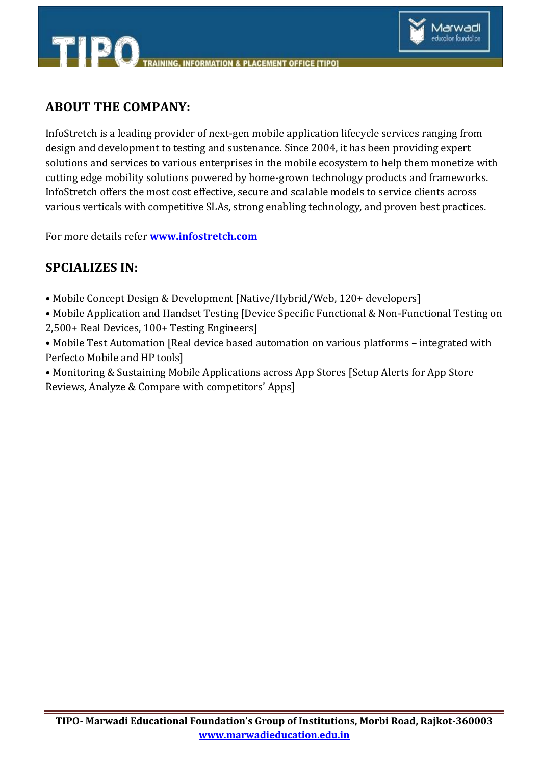## ABOUT THE COMPANY:

InfoStretch is a leading provider of next-gen mobile application lifecycle services ranging from design and development to testing and sustenance. Since 2004, it has been providing expert solutions and services to various enterprises in the mobile ecosystem to help them monetize with cutting edge mobility solutions powered by home-grown technology products and frameworks. InfoStretch offers the most cost effective, secure and scalable models to service clients across various verticals with competitive SLAs, strong enabling technology, and proven best practices.

For more details refer **www.infostretch.com**

## SPCIALIZES IN:

- Mobile Concept Design & Development [Native/Hybrid/Web, 120+ developers]
- Mobile Application and Handset Testing [Device Specific Functional & Non-Functional Testing on 2,500+ Real Devices, 100+ Testing Engineers]
- Mobile Test Automation [Real device based automation on various platforms – integrated with Perfecto Mobile and HP tools]
- Monitoring & Sustaining Mobile Applications across App Stores [Setup Alerts for App Store Reviews, Analyze & Compare with competitors' Apps]